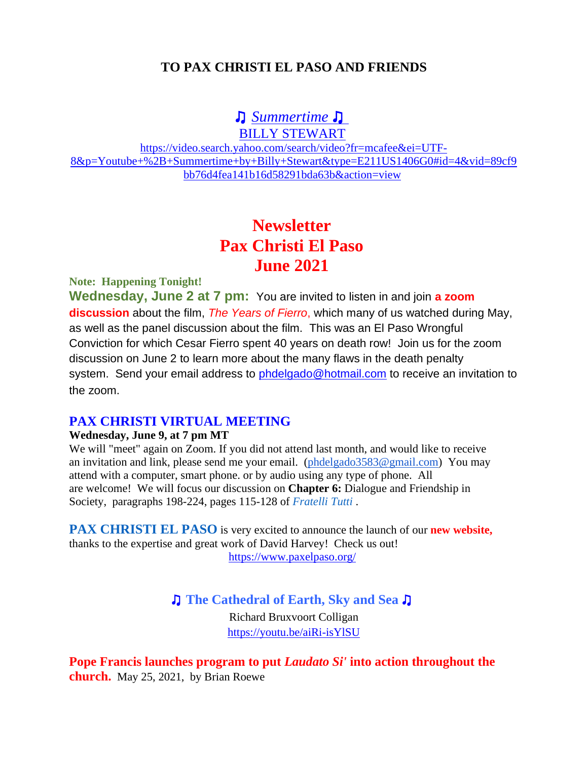**TO PAX CHRISTI EL PASO AND FRIENDS**

♫ *Summertime* ♫
BILLY STEWART
https://video.search.yahoo.com/search/video?fr=mcafee&ei=UTF-8&p=Youtube+%2B+Summertime+by+Billy+Stewart&type=E211US1406G0#id=4&vid=89cf9bb76d4fea141b16d58291bda63b&action=view

# Newsletter
# Pax Christi El Paso
# June 2021

**Note: Happening Tonight!**

**Wednesday, June 2 at 7 pm:** You are invited to listen in and join **a zoom discussion** about the film, *The Years of Fierro*, which many of us watched during May, as well as the panel discussion about the film. This was an El Paso Wrongful Conviction for which Cesar Fierro spent 40 years on death row! Join us for the zoom discussion on June 2 to learn more about the many flaws in the death penalty system. Send your email address to phdelgado@hotmail.com to receive an invitation to the zoom.

## PAX CHRISTI VIRTUAL MEETING

**Wednesday, June 9, at 7 pm MT**

We will "meet" again on Zoom. If you did not attend last month, and would like to receive an invitation and link, please send me your email. (phdelgado3583@gmail.com) You may attend with a computer, smart phone. or by audio using any type of phone. All are welcome! We will focus our discussion on **Chapter 6:** Dialogue and Friendship in Society, paragraphs 198-224, pages 115-128 of *Fratelli Tutti* .

**PAX CHRISTI EL PASO** is very excited to announce the launch of our **new website,** thanks to the expertise and great work of David Harvey! Check us out!
https://www.paxelpaso.org/

**♫ The Cathedral of Earth, Sky and Sea ♫**
Richard Bruxvoort Colligan
https://youtu.be/aiRi-isYlSU

**Pope Francis launches program to put *Laudato Si'* into action throughout the church.** May 25, 2021, by Brian Roewe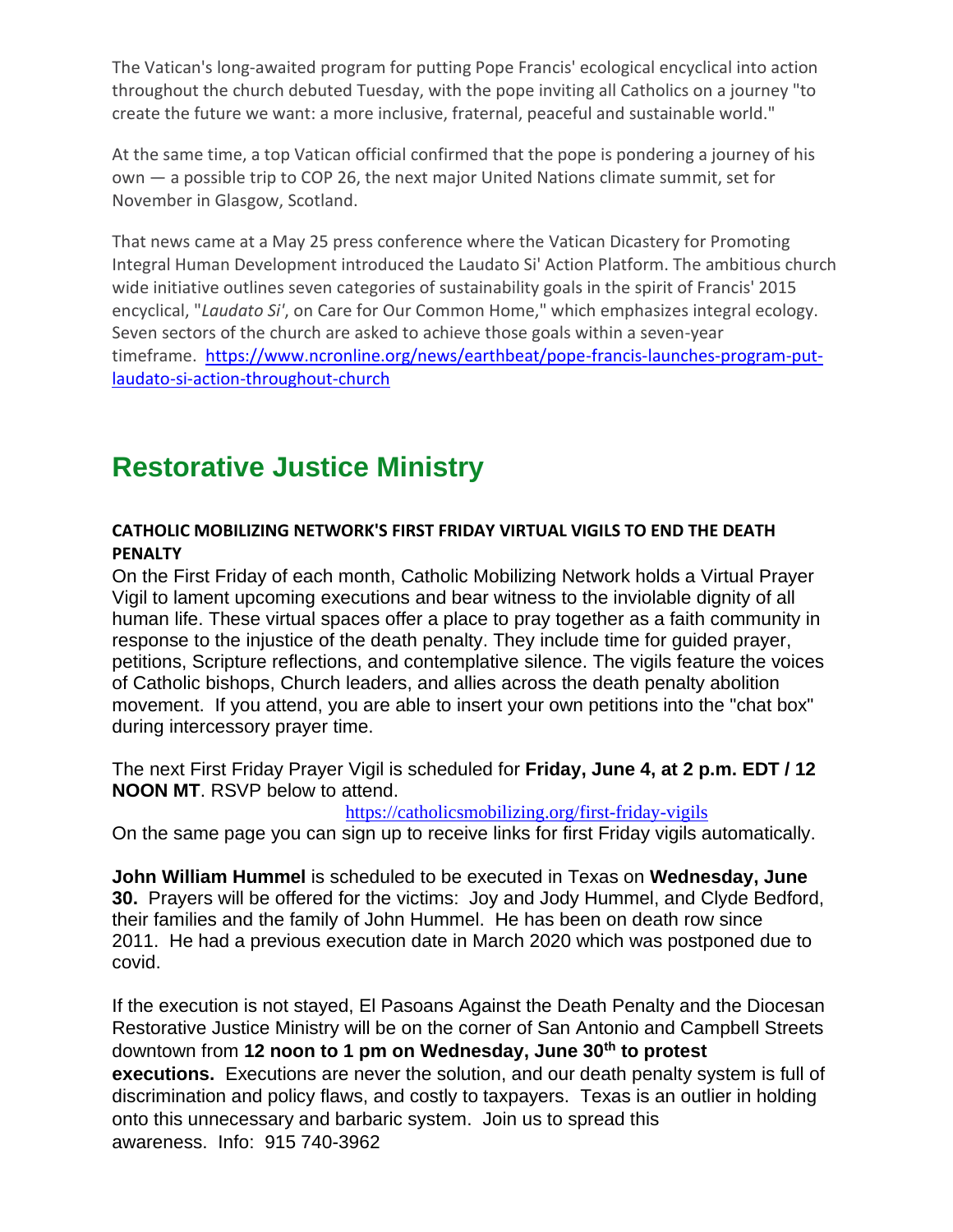The Vatican's long-awaited program for putting Pope Francis' ecological encyclical into action throughout the church debuted Tuesday, with the pope inviting all Catholics on a journey "to create the future we want: a more inclusive, fraternal, peaceful and sustainable world."

At the same time, a top Vatican official confirmed that the pope is pondering a journey of his own — a possible trip to COP 26, the next major United Nations climate summit, set for November in Glasgow, Scotland.

That news came at a May 25 press conference where the Vatican Dicastery for Promoting Integral Human Development introduced the Laudato Si' Action Platform. The ambitious church wide initiative outlines seven categories of sustainability goals in the spirit of Francis' 2015 encyclical, "*Laudato Si'*, on Care for Our Common Home," which emphasizes integral ecology. Seven sectors of the church are asked to achieve those goals within a seven-year timeframe. https://www.ncronline.org/news/earthbeat/pope-francis-launches-program-put-laudato-si-action-throughout-church

# Restorative Justice Ministry

**CATHOLIC MOBILIZING NETWORK'S FIRST FRIDAY VIRTUAL VIGILS TO END THE DEATH PENALTY**

On the First Friday of each month, Catholic Mobilizing Network holds a Virtual Prayer Vigil to lament upcoming executions and bear witness to the inviolable dignity of all human life. These virtual spaces offer a place to pray together as a faith community in response to the injustice of the death penalty. They include time for guided prayer, petitions, Scripture reflections, and contemplative silence. The vigils feature the voices of Catholic bishops, Church leaders, and allies across the death penalty abolition movement. If you attend, you are able to insert your own petitions into the "chat box" during intercessory prayer time.

The next First Friday Prayer Vigil is scheduled for **Friday, June 4, at 2 p.m. EDT / 12 NOON MT**. RSVP below to attend.

https://catholicsmobilizing.org/first-friday-vigils

On the same page you can sign up to receive links for first Friday vigils automatically.

**John William Hummel** is scheduled to be executed in Texas on **Wednesday, June 30.** Prayers will be offered for the victims: Joy and Jody Hummel, and Clyde Bedford, their families and the family of John Hummel. He has been on death row since 2011. He had a previous execution date in March 2020 which was postponed due to covid.

If the execution is not stayed, El Pasoans Against the Death Penalty and the Diocesan Restorative Justice Ministry will be on the corner of San Antonio and Campbell Streets downtown from **12 noon to 1 pm on Wednesday, June 30th to protest executions.** Executions are never the solution, and our death penalty system is full of discrimination and policy flaws, and costly to taxpayers. Texas is an outlier in holding onto this unnecessary and barbaric system. Join us to spread this awareness. Info: 915 740-3962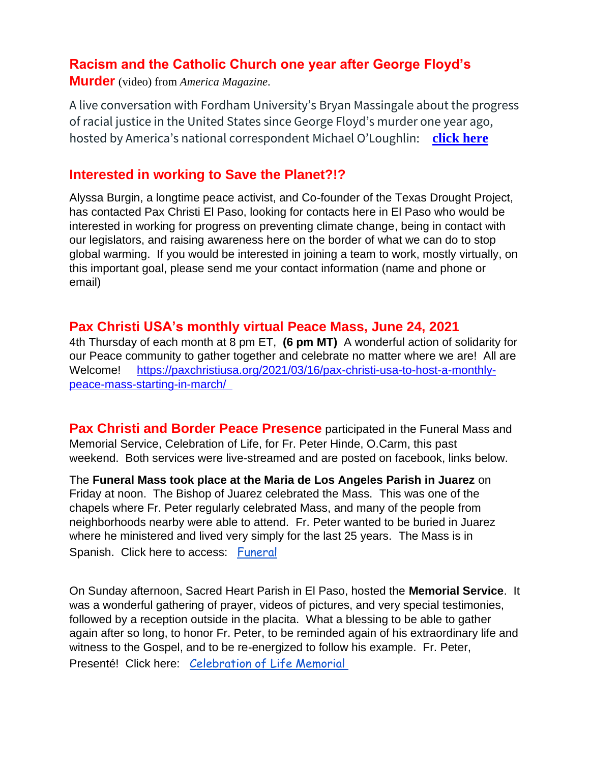## Racism and the Catholic Church one year after George Floyd's Murder (video) from *America Magazine*.

A live conversation with Fordham University's Bryan Massingale about the progress of racial justice in the United States since George Floyd's murder one year ago, hosted by America's national correspondent Michael O'Loughlin: **click here**

## Interested in working to Save the Planet?!?

Alyssa Burgin, a longtime peace activist, and Co-founder of the Texas Drought Project, has contacted Pax Christi El Paso, looking for contacts here in El Paso who would be interested in working for progress on preventing climate change, being in contact with our legislators, and raising awareness here on the border of what we can do to stop global warming. If you would be interested in joining a team to work, mostly virtually, on this important goal, please send me your contact information (name and phone or email)

## Pax Christi USA's monthly virtual Peace Mass, June 24, 2021

4th Thursday of each month at 8 pm ET, **(6 pm MT)** A wonderful action of solidarity for our Peace community to gather together and celebrate no matter where we are! All are Welcome! https://paxchristiusa.org/2021/03/16/pax-christi-usa-to-host-a-monthly-peace-mass-starting-in-march/

**Pax Christi and Border Peace Presence** participated in the Funeral Mass and Memorial Service, Celebration of Life, for Fr. Peter Hinde, O.Carm, this past weekend. Both services were live-streamed and are posted on facebook, links below.

The **Funeral Mass took place at the Maria de Los Angeles Parish in Juarez** on Friday at noon. The Bishop of Juarez celebrated the Mass. This was one of the chapels where Fr. Peter regularly celebrated Mass, and many of the people from neighborhoods nearby were able to attend. Fr. Peter wanted to be buried in Juarez where he ministered and lived very simply for the last 25 years. The Mass is in Spanish. Click here to access: Funeral

On Sunday afternoon, Sacred Heart Parish in El Paso, hosted the **Memorial Service**. It was a wonderful gathering of prayer, videos of pictures, and very special testimonies, followed by a reception outside in the placita. What a blessing to be able to gather again after so long, to honor Fr. Peter, to be reminded again of his extraordinary life and witness to the Gospel, and to be re-energized to follow his example. Fr. Peter, Presenté! Click here: Celebration of Life Memorial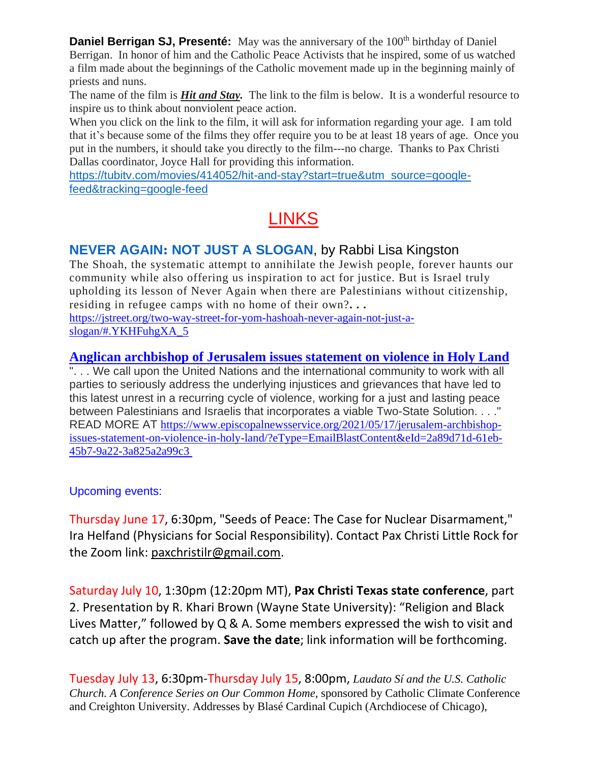**Daniel Berrigan SJ, Presenté:** May was the anniversary of the 100th birthday of Daniel Berrigan. In honor of him and the Catholic Peace Activists that he inspired, some of us watched a film made about the beginnings of the Catholic movement made up in the beginning mainly of priests and nuns.

The name of the film is ***Hit and Stay.*** The link to the film is below. It is a wonderful resource to inspire us to think about nonviolent peace action.

When you click on the link to the film, it will ask for information regarding your age. I am told that it's because some of the films they offer require you to be at least 18 years of age. Once you put in the numbers, it should take you directly to the film---no charge. Thanks to Pax Christi Dallas coordinator, Joyce Hall for providing this information.

https://tubitv.com/movies/414052/hit-and-stay?start=true&utm_source=google-feed&tracking=google-feed

# LINKS

## NEVER AGAIN: NOT JUST A SLOGAN, by Rabbi Lisa Kingston

The Shoah, the systematic attempt to annihilate the Jewish people, forever haunts our community while also offering us inspiration to act for justice. But is Israel truly upholding its lesson of Never Again when there are Palestinians without citizenship, residing in refugee camps with no home of their own?. . .

https://jstreet.org/two-way-street-for-yom-hashoah-never-again-not-just-a-slogan/#.YKHFuhgXA_5

## Anglican archbishop of Jerusalem issues statement on violence in Holy Land

". . . We call upon the United Nations and the international community to work with all parties to seriously address the underlying injustices and grievances that have led to this latest unrest in a recurring cycle of violence, working for a just and lasting peace between Palestinians and Israelis that incorporates a viable Two-State Solution. . . ."

READ MORE AT https://www.episcopalnewsservice.org/2021/05/17/jerusalem-archbishop-issues-statement-on-violence-in-holy-land/?eType=EmailBlastContent&eId=2a89d71d-61eb-45b7-9a22-3a825a2a99c3

Upcoming events:

Thursday June 17, 6:30pm, "Seeds of Peace: The Case for Nuclear Disarmament," Ira Helfand (Physicians for Social Responsibility). Contact Pax Christi Little Rock for the Zoom link: paxchristilr@gmail.com.

Saturday July 10, 1:30pm (12:20pm MT), **Pax Christi Texas state conference**, part 2. Presentation by R. Khari Brown (Wayne State University): "Religion and Black Lives Matter," followed by Q & A. Some members expressed the wish to visit and catch up after the program. **Save the date**; link information will be forthcoming.

Tuesday July 13, 6:30pm-Thursday July 15, 8:00pm, *Laudato Sí and the U.S. Catholic Church. A Conference Series on Our Common Home*, sponsored by Catholic Climate Conference and Creighton University. Addresses by Blasé Cardinal Cupich (Archdiocese of Chicago),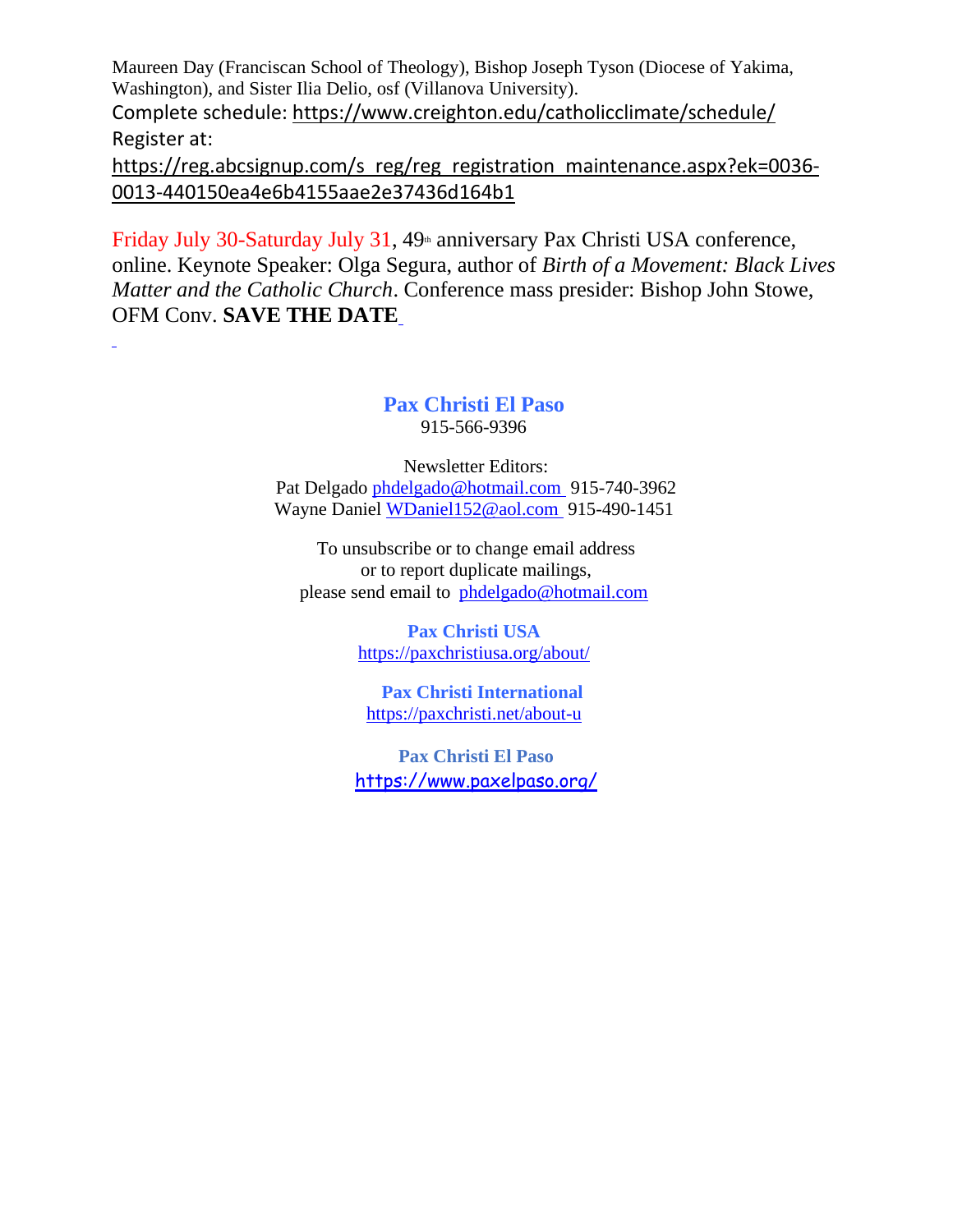Maureen Day (Franciscan School of Theology), Bishop Joseph Tyson (Diocese of Yakima, Washington), and Sister Ilia Delio, osf (Villanova University).

Complete schedule: https://www.creighton.edu/catholicclimate/schedule/

Register at:

https://reg.abcsignup.com/s_reg/reg_registration_maintenance.aspx?ek=0036-0013-440150ea4e6b4155aae2e37436d164b1

Friday July 30-Saturday July 31, 49th anniversary Pax Christi USA conference, online. Keynote Speaker: Olga Segura, author of *Birth of a Movement: Black Lives Matter and the Catholic Church*. Conference mass presider: Bishop John Stowe, OFM Conv. **SAVE THE DATE**

**Pax Christi El Paso**
915-566-9396

Newsletter Editors:
Pat Delgado phdelgado@hotmail.com 915-740-3962
Wayne Daniel WDaniel152@aol.com 915-490-1451

To unsubscribe or to change email address
or to report duplicate mailings,
please send email to phdelgado@hotmail.com

**Pax Christi USA**
https://paxchristiusa.org/about/

**Pax Christi International**
https://paxchristi.net/about-u

**Pax Christi El Paso**
https://www.paxelpaso.org/